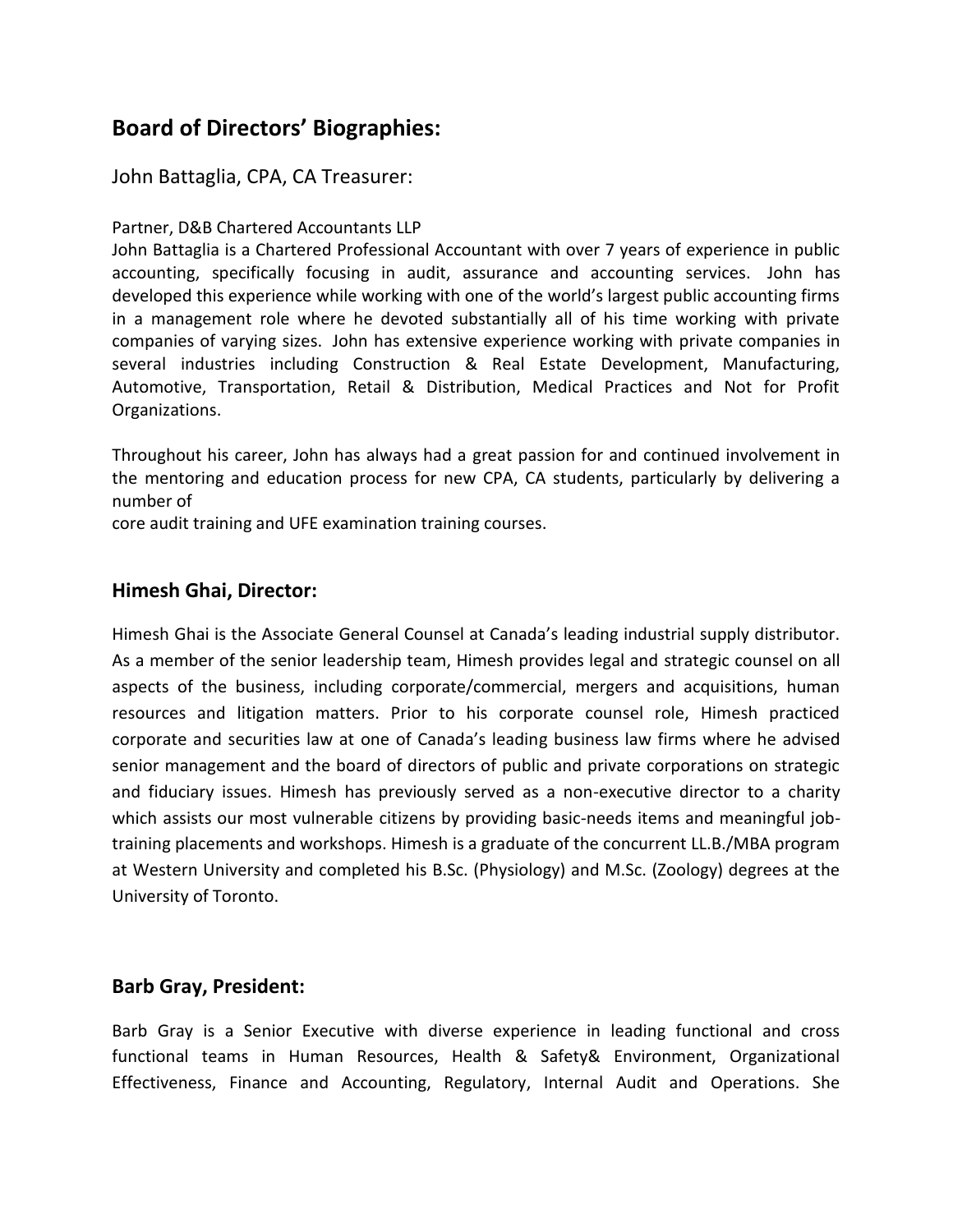## Board of Directors' Biographies:

### John Battaglia, CPA, CA Treasurer:

Partner, D&B Chartered Accountants LLP

John Battaglia is a Chartered Professional Accountant with over 7 years of experience in public accounting, specifically focusing in audit, assurance and accounting services. John has developed this experience while working with one of the world's largest public accounting firms in a management role where he devoted substantially all of his time working with private companies of varying sizes. John has extensive experience working with private companies in several industries including Construction & Real Estate Development, Manufacturing, Automotive, Transportation, Retail & Distribution, Medical Practices and Not for Profit Organizations.

Throughout his career, John has always had a great passion for and continued involvement in the mentoring and education process for new CPA, CA students, particularly by delivering a number of core audit training and UFE examination training courses.

### Himesh Ghai, Director:

Himesh Ghai is the Associate General Counsel at Canada's leading industrial supply distributor. As a member of the senior leadership team, Himesh provides legal and strategic counsel on all aspects of the business, including corporate/commercial, mergers and acquisitions, human resources and litigation matters. Prior to his corporate counsel role, Himesh practiced corporate and securities law at one of Canada's leading business law firms where he advised senior management and the board of directors of public and private corporations on strategic and fiduciary issues. Himesh has previously served as a non-executive director to a charity which assists our most vulnerable citizens by providing basic-needs items and meaningful job-training placements and workshops. Himesh is a graduate of the concurrent LL.B./MBA program at Western University and completed his B.Sc. (Physiology) and M.Sc. (Zoology) degrees at the University of Toronto.

### Barb Gray, President:

Barb Gray is a Senior Executive with diverse experience in leading functional and cross functional teams in Human Resources, Health & Safety& Environment, Organizational Effectiveness, Finance and Accounting, Regulatory, Internal Audit and Operations. She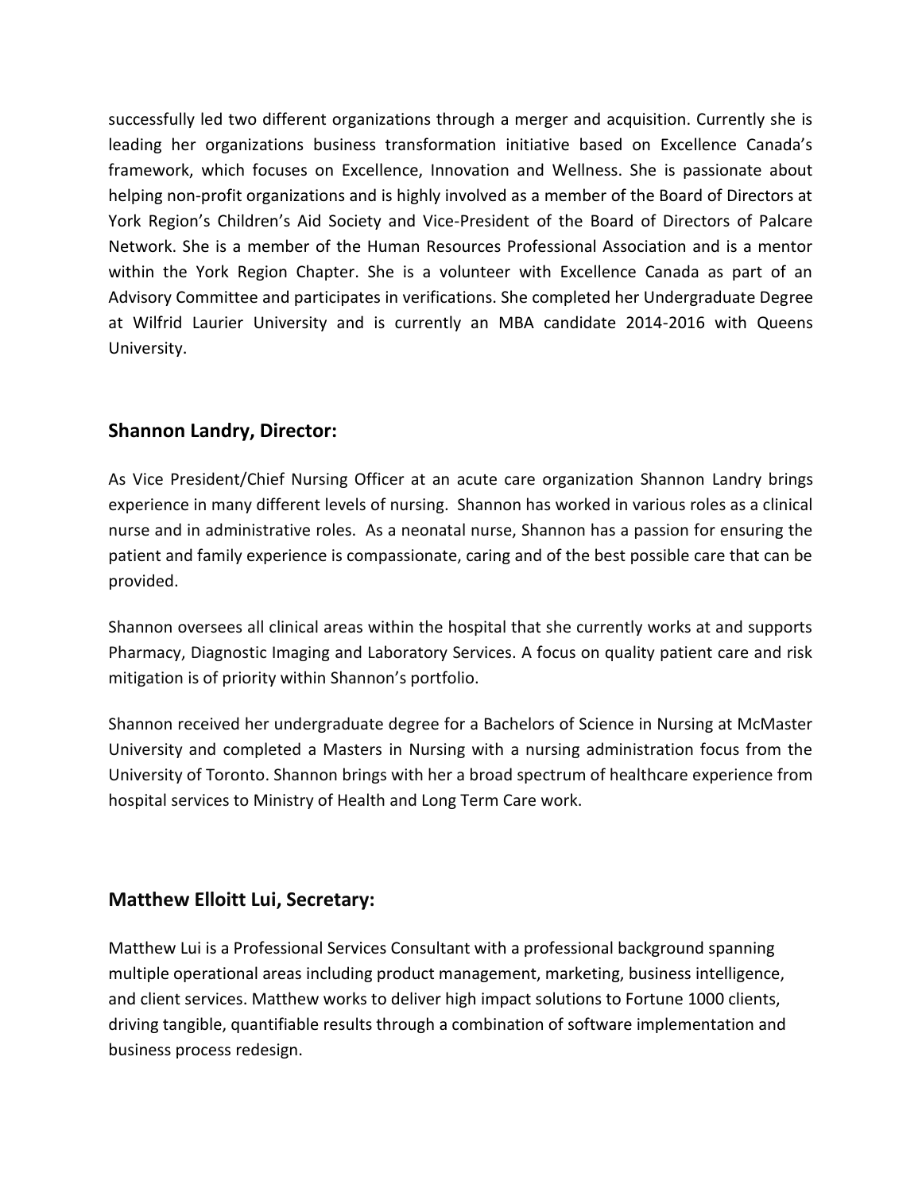successfully led two different organizations through a merger and acquisition. Currently she is leading her organizations business transformation initiative based on Excellence Canada's framework, which focuses on Excellence, Innovation and Wellness. She is passionate about helping non-profit organizations and is highly involved as a member of the Board of Directors at York Region's Children's Aid Society and Vice-President of the Board of Directors of Palcare Network. She is a member of the Human Resources Professional Association and is a mentor within the York Region Chapter. She is a volunteer with Excellence Canada as part of an Advisory Committee and participates in verifications. She completed her Undergraduate Degree at Wilfrid Laurier University and is currently an MBA candidate 2014-2016 with Queens University.

## Shannon Landry, Director:

As Vice President/Chief Nursing Officer at an acute care organization Shannon Landry brings experience in many different levels of nursing. Shannon has worked in various roles as a clinical nurse and in administrative roles. As a neonatal nurse, Shannon has a passion for ensuring the patient and family experience is compassionate, caring and of the best possible care that can be provided.

Shannon oversees all clinical areas within the hospital that she currently works at and supports Pharmacy, Diagnostic Imaging and Laboratory Services. A focus on quality patient care and risk mitigation is of priority within Shannon's portfolio.

Shannon received her undergraduate degree for a Bachelors of Science in Nursing at McMaster University and completed a Masters in Nursing with a nursing administration focus from the University of Toronto. Shannon brings with her a broad spectrum of healthcare experience from hospital services to Ministry of Health and Long Term Care work.

## Matthew Elloitt Lui, Secretary:

Matthew Lui is a Professional Services Consultant with a professional background spanning multiple operational areas including product management, marketing, business intelligence, and client services. Matthew works to deliver high impact solutions to Fortune 1000 clients, driving tangible, quantifiable results through a combination of software implementation and business process redesign.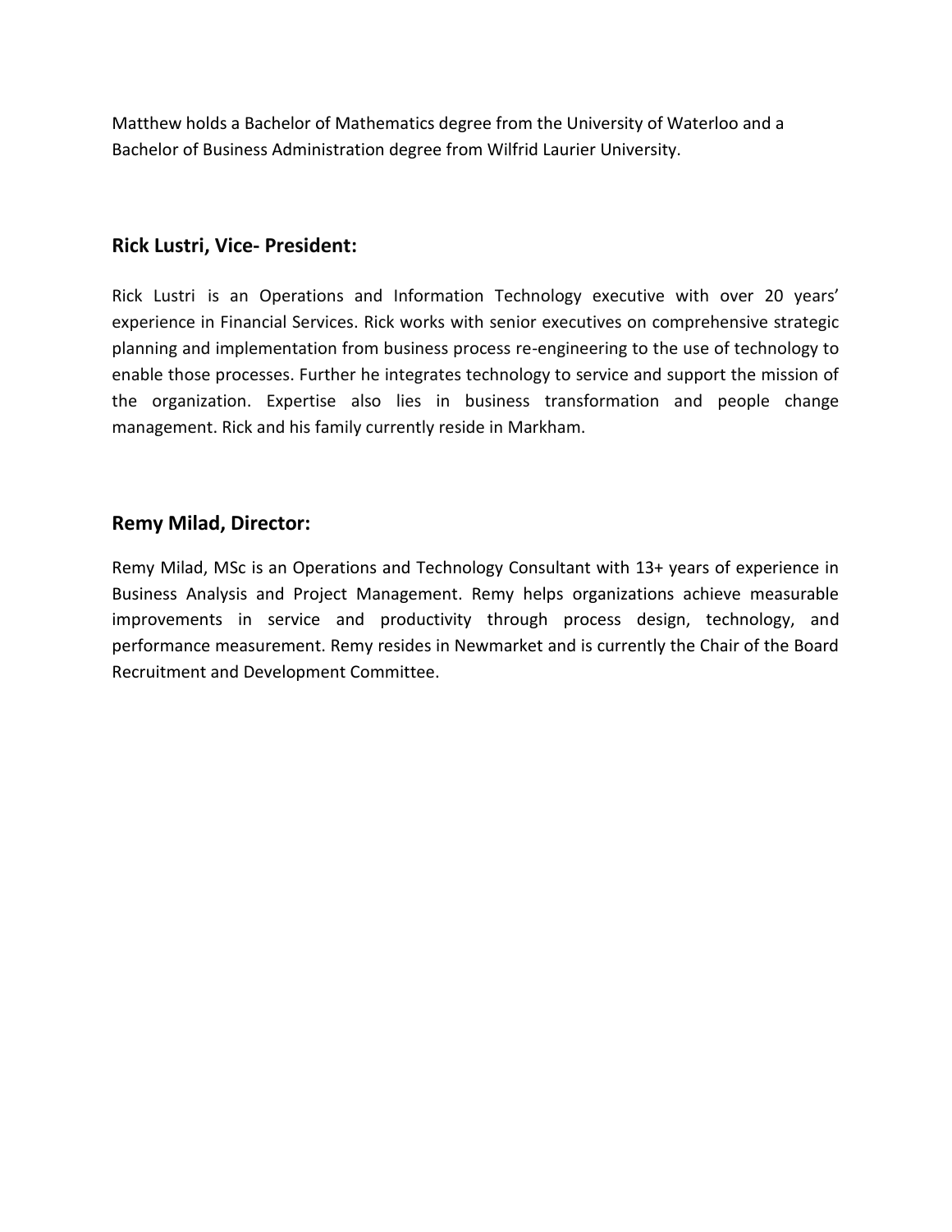Matthew holds a Bachelor of Mathematics degree from the University of Waterloo and a Bachelor of Business Administration degree from Wilfrid Laurier University.

### Rick Lustri, Vice- President:

Rick Lustri is an Operations and Information Technology executive with over 20 years' experience in Financial Services. Rick works with senior executives on comprehensive strategic planning and implementation from business process re-engineering to the use of technology to enable those processes. Further he integrates technology to service and support the mission of the organization. Expertise also lies in business transformation and people change management. Rick and his family currently reside in Markham.

### Remy Milad, Director:

Remy Milad, MSc is an Operations and Technology Consultant with 13+ years of experience in Business Analysis and Project Management. Remy helps organizations achieve measurable improvements in service and productivity through process design, technology, and performance measurement. Remy resides in Newmarket and is currently the Chair of the Board Recruitment and Development Committee.